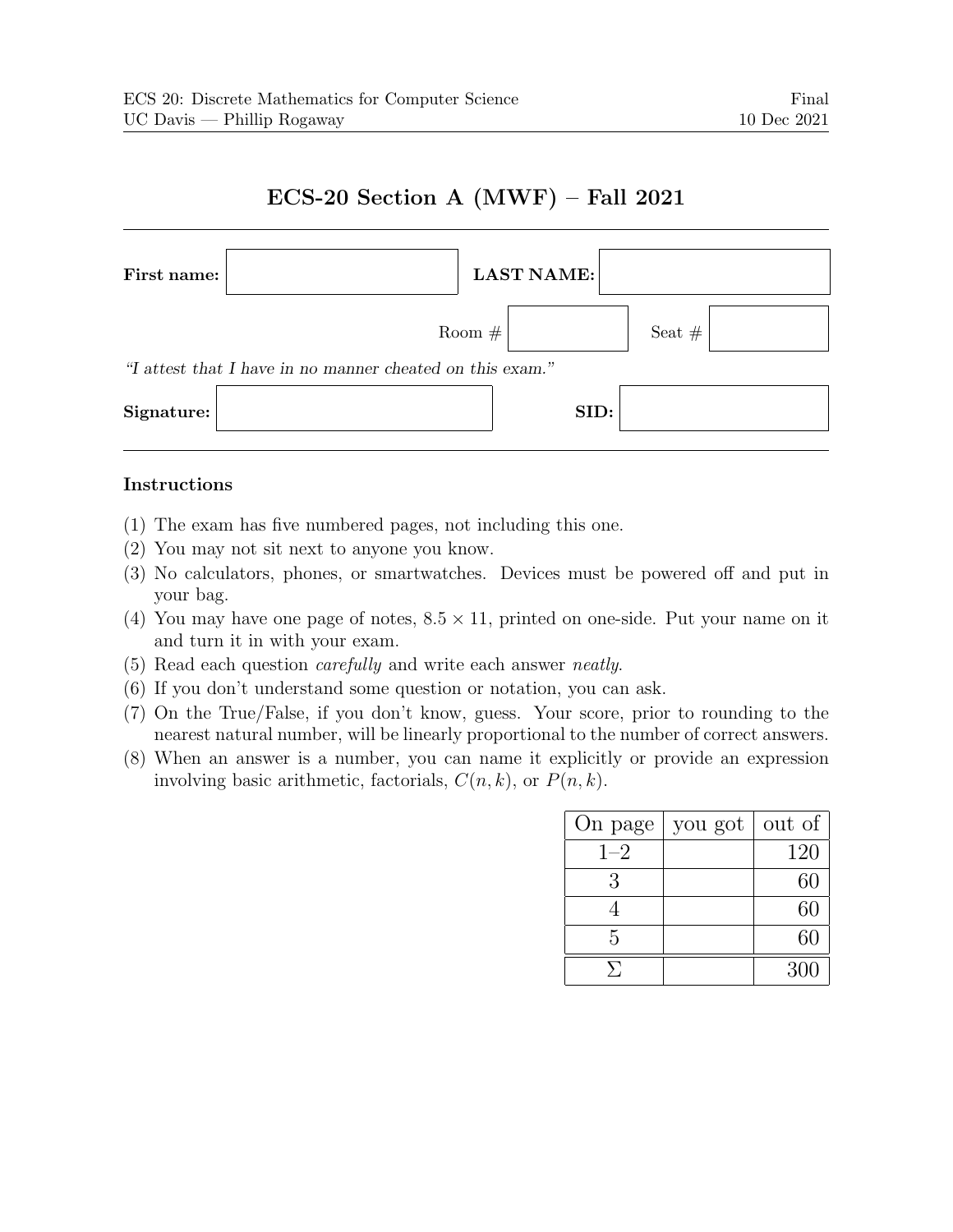ECS 20: Discrete Mathematics for Computer Science — Final
UC Davis — Phillip Rogaway — 10 Dec 2021

# ECS-20 Section A (MWF) – Fall 2021

**First name:** \_\_\_\_\_\_\_\_ **LAST NAME:** \_\_\_\_\_\_\_\_

Room # \_\_\_\_ Seat # \_\_\_\_

*"I attest that I have in no manner cheated on this exam."*

**Signature:** \_\_\_\_\_\_\_\_ **SID:** \_\_\_\_\_\_\_\_

## Instructions

(1) The exam has five numbered pages, not including this one.
(2) You may not sit next to anyone you know.
(3) No calculators, phones, or smartwatches. Devices must be powered off and put in your bag.
(4) You may have one page of notes, $8.5 \times 11$, printed on one-side. Put your name on it and turn it in with your exam.
(5) Read each question *carefully* and write each answer *neatly*.
(6) If you don't understand some question or notation, you can ask.
(7) On the True/False, if you don't know, guess. Your score, prior to rounding to the nearest natural number, will be linearly proportional to the number of correct answers.
(8) When an answer is a number, you can name it explicitly or provide an expression involving basic arithmetic, factorials, $C(n, k)$, or $P(n, k)$.

| On page | you got | out of |
|---|---|---|
| 1–2 | | 120 |
| 3 | | 60 |
| 4 | | 60 |
| 5 | | 60 |
| $\Sigma$ | | 300 |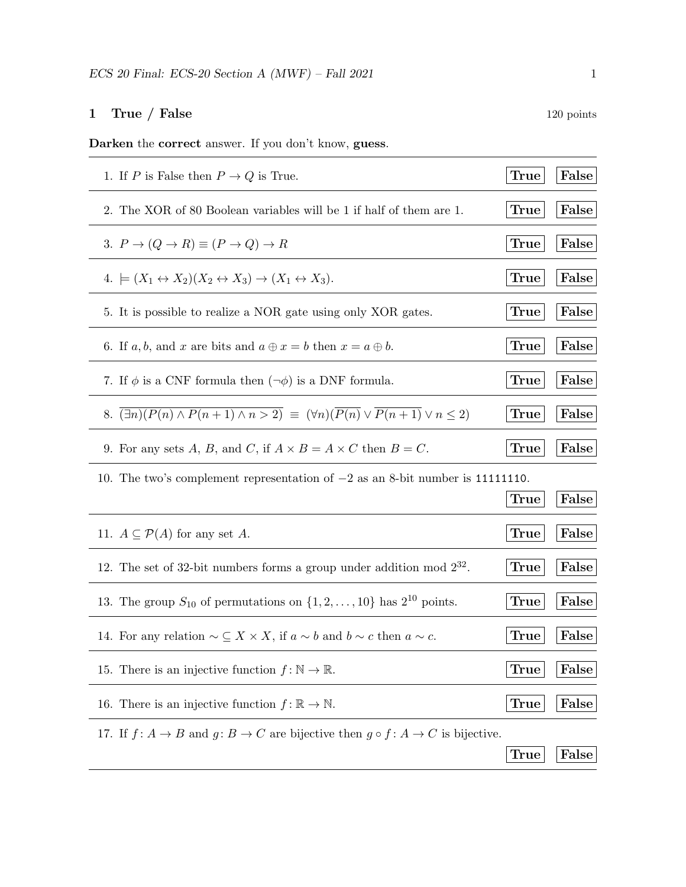## 1 True / False

120 points

**Darken** the **correct** answer. If you don't know, **guess**.

1. If $P$ is False then $P \to Q$ is True. **True** **False**

2. The XOR of 80 Boolean variables will be 1 if half of them are 1. **True** **False**

3. $P \to (Q \to R) \equiv (P \to Q) \to R$ **True** **False**

4. $\models (X_1 \leftrightarrow X_2)(X_2 \leftrightarrow X_3) \to (X_1 \leftrightarrow X_3)$. **True** **False**

5. It is possible to realize a NOR gate using only XOR gates. **True** **False**

6. If $a, b$, and $x$ are bits and $a \oplus x = b$ then $x = a \oplus b$. **True** **False**

7. If $\phi$ is a CNF formula then $(\neg\phi)$ is a DNF formula. **True** **False**

8. $\overline{(\exists n)(P(n) \wedge P(n+1) \wedge n > 2)} \equiv (\forall n)(\overline{P(n)} \vee \overline{P(n+1)} \vee n \leq 2)$ **True** **False**

9. For any sets $A$, $B$, and $C$, if $A \times B = A \times C$ then $B = C$. **True** **False**

10. The two's complement representation of $-2$ as an 8-bit number is `11111110`. **True** **False**

11. $A \subseteq \mathcal{P}(A)$ for any set $A$. **True** **False**

12. The set of 32-bit numbers forms a group under addition mod $2^{32}$. **True** **False**

13. The group $S_{10}$ of permutations on $\{1, 2, \ldots, 10\}$ has $2^{10}$ points. **True** **False**

14. For any relation $\sim \subseteq X \times X$, if $a \sim b$ and $b \sim c$ then $a \sim c$. **True** **False**

15. There is an injective function $f : \mathbb{N} \to \mathbb{R}$. **True** **False**

16. There is an injective function $f : \mathbb{R} \to \mathbb{N}$. **True** **False**

17. If $f : A \to B$ and $g : B \to C$ are bijective then $g \circ f : A \to C$ is bijective. **True** **False**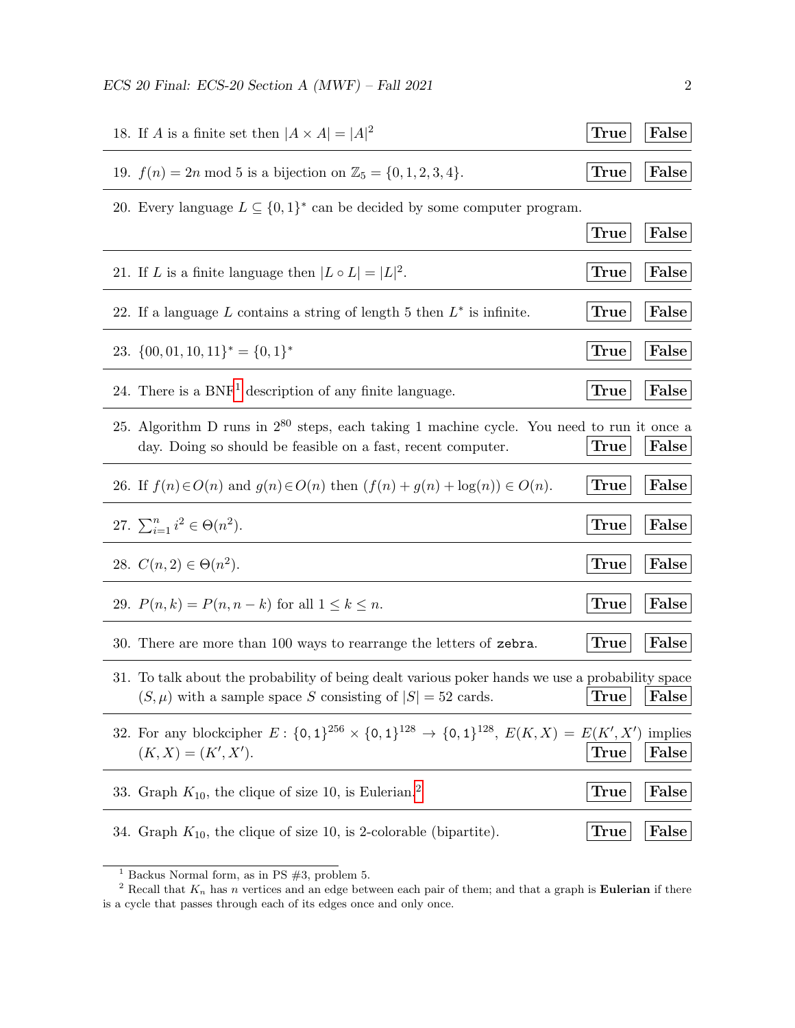18. If $A$ is a finite set then $|A \times A| = |A|^2$ **True** **False**

19. $f(n) = 2n \bmod 5$ is a bijection on $\mathbb{Z}_5 = \{0, 1, 2, 3, 4\}$. **True** **False**

20. Every language $L \subseteq \{0, 1\}^*$ can be decided by some computer program. **True** **False**

21. If $L$ is a finite language then $|L \circ L| = |L|^2$. **True** **False**

22. If a language $L$ contains a string of length 5 then $L^*$ is infinite. **True** **False**

23. $\{00, 01, 10, 11\}^* = \{0, 1\}^*$ **True** **False**

24. There is a BNF[1] description of any finite language. **True** **False**

25. Algorithm D runs in $2^{80}$ steps, each taking 1 machine cycle. You need to run it once a day. Doing so should be feasible on a fast, recent computer. **True** **False**

26. If $f(n) \in O(n)$ and $g(n) \in O(n)$ then $(f(n) + g(n) + \log(n)) \in O(n)$. **True** **False**

27. $\sum_{i=1}^{n} i^2 \in \Theta(n^2)$. **True** **False**

28. $C(n, 2) \in \Theta(n^2)$. **True** **False**

29. $P(n, k) = P(n, n - k)$ for all $1 \leq k \leq n$. **True** **False**

30. There are more than 100 ways to rearrange the letters of `zebra`. **True** **False**

31. To talk about the probability of being dealt various poker hands we use a probability space $(S, \mu)$ with a sample space $S$ consisting of $|S| = 52$ cards. **True** **False**

32. For any blockcipher $E : \{0,1\}^{256} \times \{0,1\}^{128} \to \{0,1\}^{128}$, $E(K, X) = E(K', X')$ implies $(K, X) = (K', X')$. **True** **False**

33. Graph $K_{10}$, the clique of size 10, is Eulerian.[2] **True** **False**

34. Graph $K_{10}$, the clique of size 10, is 2-colorable (bipartite). **True** **False**

---

[1] Backus Normal form, as in PS #3, problem 5.

[2] Recall that $K_n$ has $n$ vertices and an edge between each pair of them; and that a graph is **Eulerian** if there is a cycle that passes through each of its edges once and only once.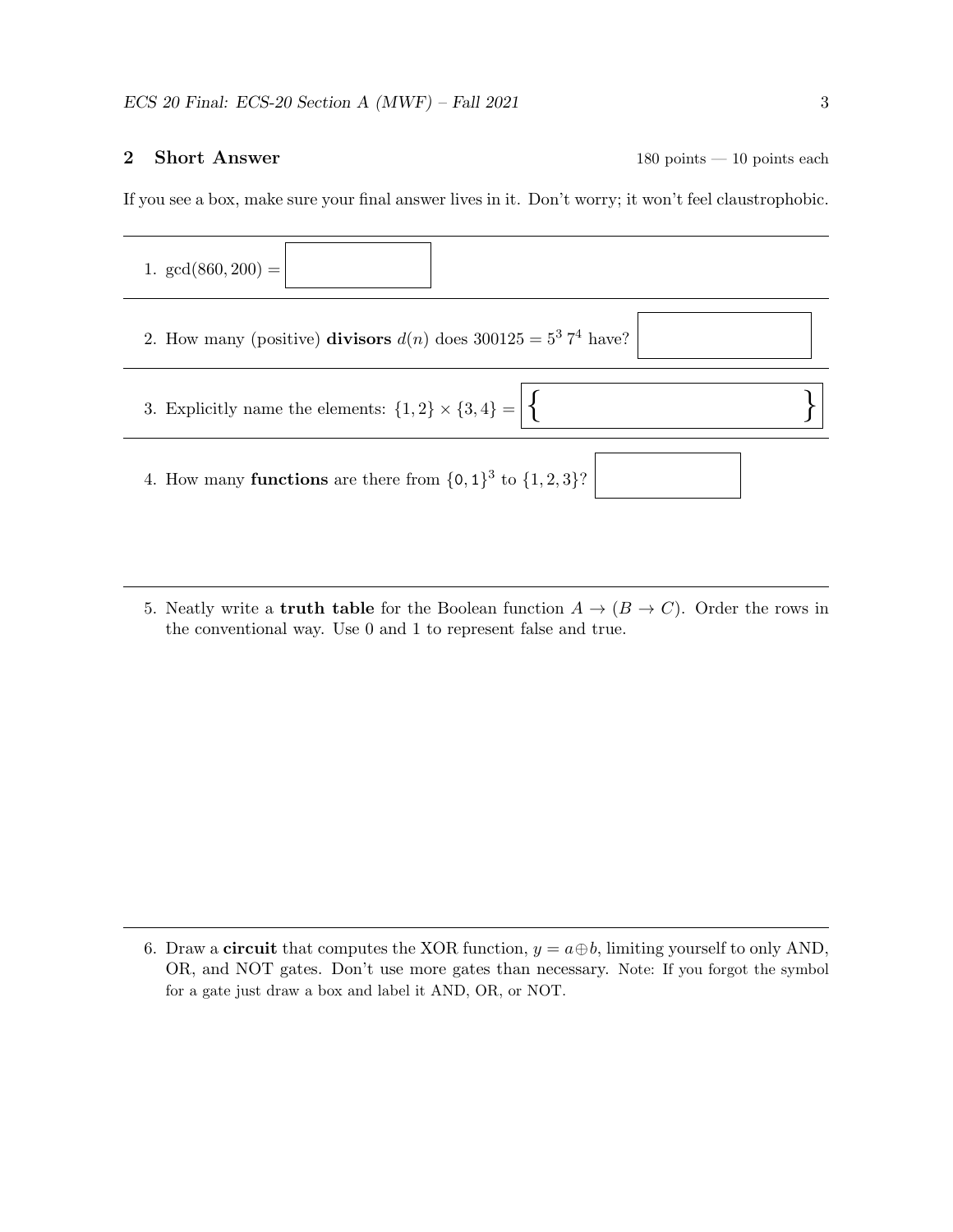## 2 Short Answer

180 points — 10 points each

If you see a box, make sure your final answer lives in it. Don't worry; it won't feel claustrophobic.

1. $\gcd(860, 200) =$

2. How many (positive) **divisors** $d(n)$ does $300125 = 5^3\, 7^4$ have?

3. Explicitly name the elements: $\{1, 2\} \times \{3, 4\} = \{ \quad \}$

4. How many **functions** are there from $\{0, 1\}^3$ to $\{1, 2, 3\}$?

5. Neatly write a **truth table** for the Boolean function $A \to (B \to C)$. Order the rows in the conventional way. Use 0 and 1 to represent false and true.

6. Draw a **circuit** that computes the XOR function, $y = a \oplus b$, limiting yourself to only AND, OR, and NOT gates. Don't use more gates than necessary. Note: If you forgot the symbol for a gate just draw a box and label it AND, OR, or NOT.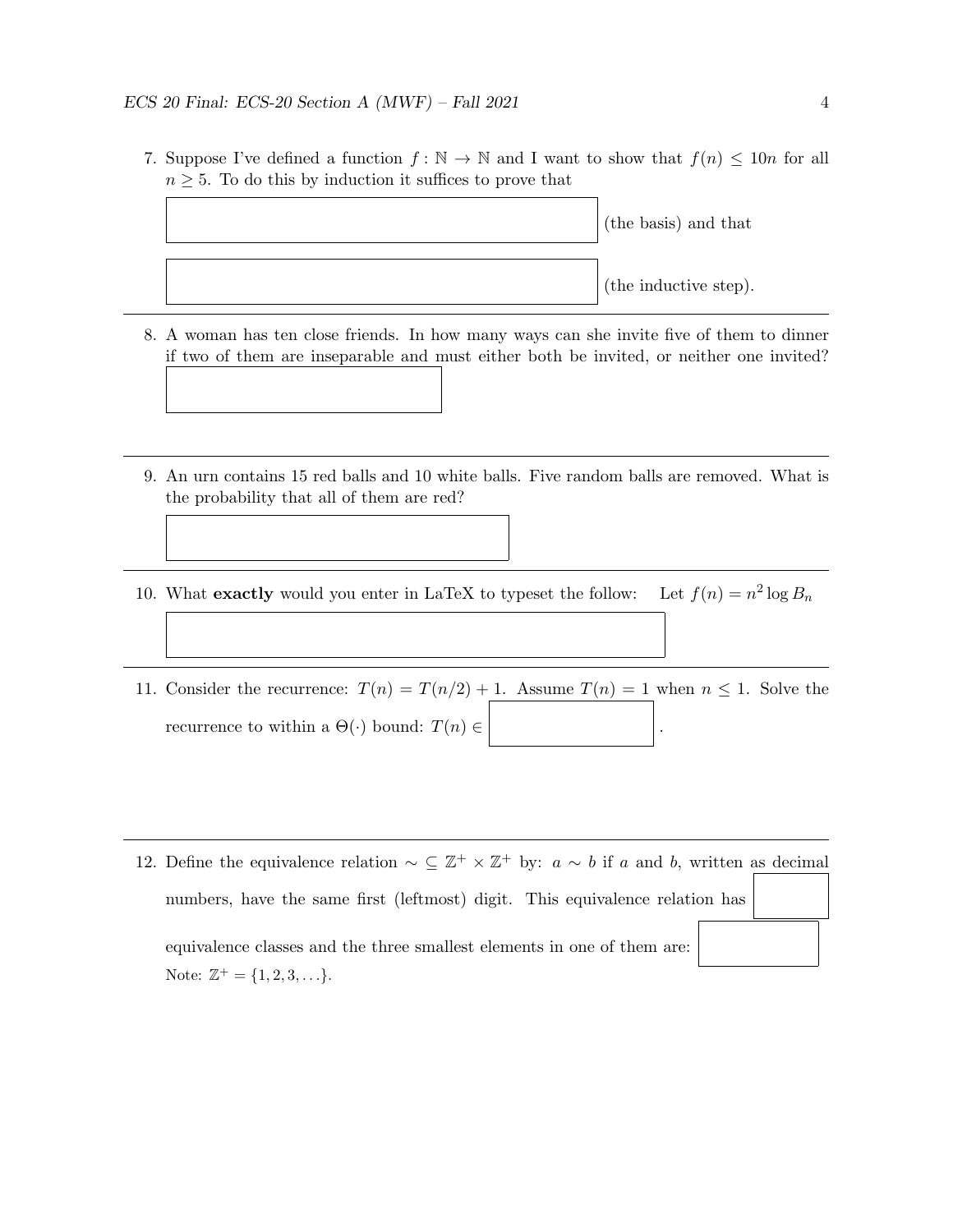7. Suppose I've defined a function $f : \mathbb{N} \to \mathbb{N}$ and I want to show that $f(n) \leq 10n$ for all $n \geq 5$. To do this by induction it suffices to prove that

   [ ] (the basis) and that

   [ ] (the inductive step).

---

8. A woman has ten close friends. In how many ways can she invite five of them to dinner if two of them are inseparable and must either both be invited, or neither one invited?

   [ ]

---

9. An urn contains 15 red balls and 10 white balls. Five random balls are removed. What is the probability that all of them are red?

   [ ]

---

10. What **exactly** would you enter in LaTeX to typeset the follow: Let $f(n) = n^2 \log B_n$

   [ ]

---

11. Consider the recurrence: $T(n) = T(n/2) + 1$. Assume $T(n) = 1$ when $n \leq 1$. Solve the recurrence to within a $\Theta(\cdot)$ bound: $T(n) \in$ [ ] .

---

12. Define the equivalence relation $\sim \subseteq \mathbb{Z}^+ \times \mathbb{Z}^+$ by: $a \sim b$ if $a$ and $b$, written as decimal numbers, have the same first (leftmost) digit. This equivalence relation has [ ] equivalence classes and the three smallest elements in one of them are: [ ]

    Note: $\mathbb{Z}^+ = \{1, 2, 3, \ldots\}$.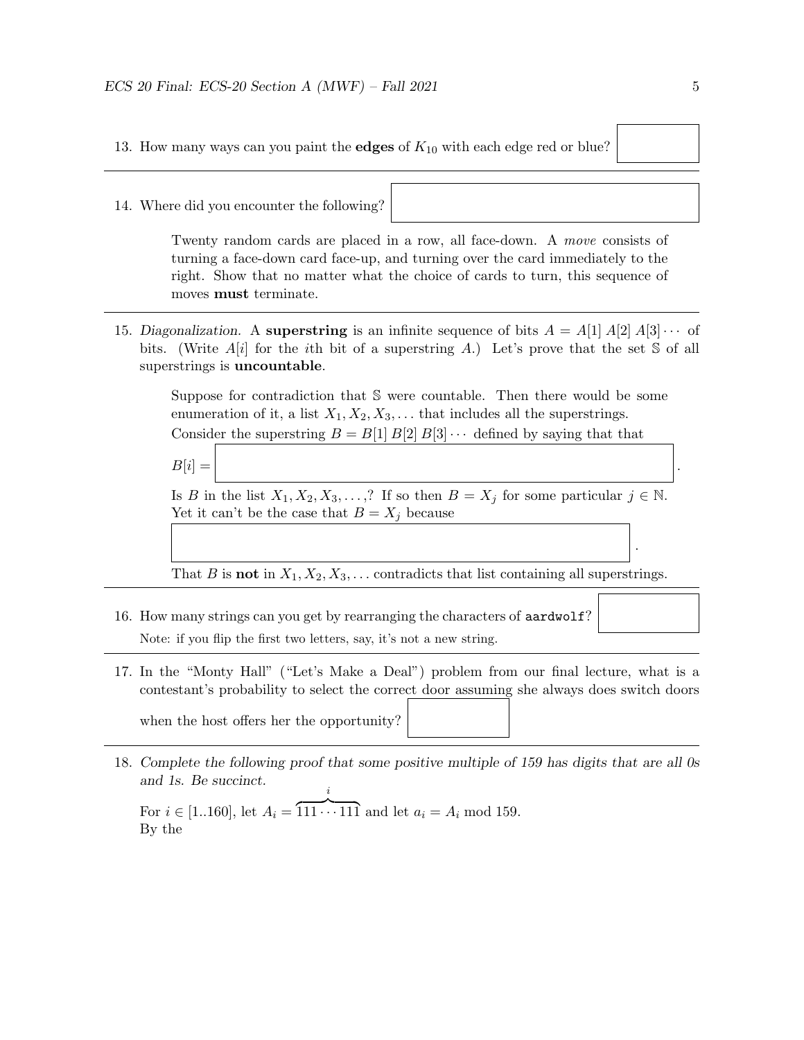13. How many ways can you paint the **edges** of $K_{10}$ with each edge red or blue?

---

14. Where did you encounter the following?

   Twenty random cards are placed in a row, all face-down. A *move* consists of turning a face-down card face-up, and turning over the card immediately to the right. Show that no matter what the choice of cards to turn, this sequence of moves **must** terminate.

---

15. *Diagonalization.* A **superstring** is an infinite sequence of bits $A = A[1]\, A[2]\, A[3] \cdots$ of bits. (Write $A[i]$ for the $i$th bit of a superstring $A$.) Let's prove that the set $\mathbb{S}$ of all superstrings is **uncountable**.

   Suppose for contradiction that $\mathbb{S}$ were countable. Then there would be some enumeration of it, a list $X_1, X_2, X_3, \ldots$ that includes all the superstrings.

   Consider the superstring $B = B[1]\, B[2]\, B[3] \cdots$ defined by saying that that

   $B[i] =$ \_\_\_\_\_\_\_\_\_\_\_\_\_\_\_\_\_\_\_\_.

   Is $B$ in the list $X_1, X_2, X_3, \ldots,$? If so then $B = X_j$ for some particular $j \in \mathbb{N}$. Yet it can't be the case that $B = X_j$ because

   \_\_\_\_\_\_\_\_\_\_\_\_\_\_\_\_\_\_\_\_.

   That $B$ is **not** in $X_1, X_2, X_3, \ldots$ contradicts that list containing all superstrings.

---

16. How many strings can you get by rearranging the characters of `aardwolf`?

   Note: if you flip the first two letters, say, it's not a new string.

---

17. In the "Monty Hall" ("Let's Make a Deal") problem from our final lecture, what is a contestant's probability to select the correct door assuming she always does switch doors when the host offers her the opportunity?

---

18. *Complete the following proof that some positive multiple of 159 has digits that are all 0s and 1s. Be succinct.*

   For $i \in [1..160]$, let $A_i = \overbrace{111 \cdots 111}^{i}$ and let $a_i = A_i \bmod 159$.

   By the